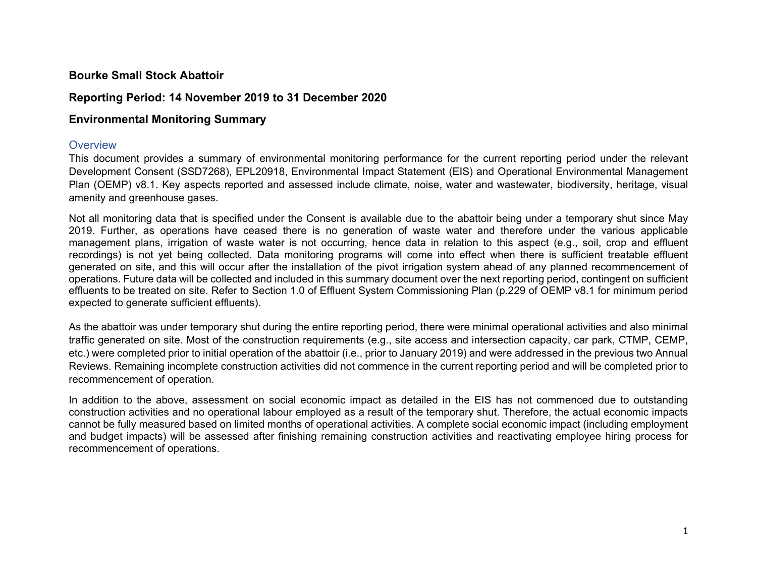**Bourke Small Stock Abattoir**

**Reporting Period: 14 November 2019 to 31 December 2020**

**Environmental Monitoring Summary**

## Overview

This document provides a summary of environmental monitoring performance for the current reporting period under the relevant Development Consent (SSD7268), EPL20918, Environmental Impact Statement (EIS) and Operational Environmental Management Plan (OEMP) v8.1. Key aspects reported and assessed include climate, noise, water and wastewater, biodiversity, heritage, visual amenity and greenhouse gases.

Not all monitoring data that is specified under the Consent is available due to the abattoir being under a temporary shut since May 2019. Further, as operations have ceased there is no generation of waste water and therefore under the various applicable management plans, irrigation of waste water is not occurring, hence data in relation to this aspect (e.g., soil, crop and effluent recordings) is not yet being collected. Data monitoring programs will come into effect when there is sufficient treatable effluent generated on site, and this will occur after the installation of the pivot irrigation system ahead of any planned recommencement of operations. Future data will be collected and included in this summary document over the next reporting period, contingent on sufficient effluents to be treated on site. Refer to Section 1.0 of Effluent System Commissioning Plan (p.229 of OEMP v8.1 for minimum period expected to generate sufficient effluents).

As the abattoir was under temporary shut during the entire reporting period, there were minimal operational activities and also minimal traffic generated on site. Most of the construction requirements (e.g., site access and intersection capacity, car park, CTMP, CEMP, etc.) were completed prior to initial operation of the abattoir (i.e., prior to January 2019) and were addressed in the previous two Annual Reviews. Remaining incomplete construction activities did not commence in the current reporting period and will be completed prior to recommencement of operation.

In addition to the above, assessment on social economic impact as detailed in the EIS has not commenced due to outstanding construction activities and no operational labour employed as a result of the temporary shut. Therefore, the actual economic impacts cannot be fully measured based on limited months of operational activities. A complete social economic impact (including employment and budget impacts) will be assessed after finishing remaining construction activities and reactivating employee hiring process for recommencement of operations.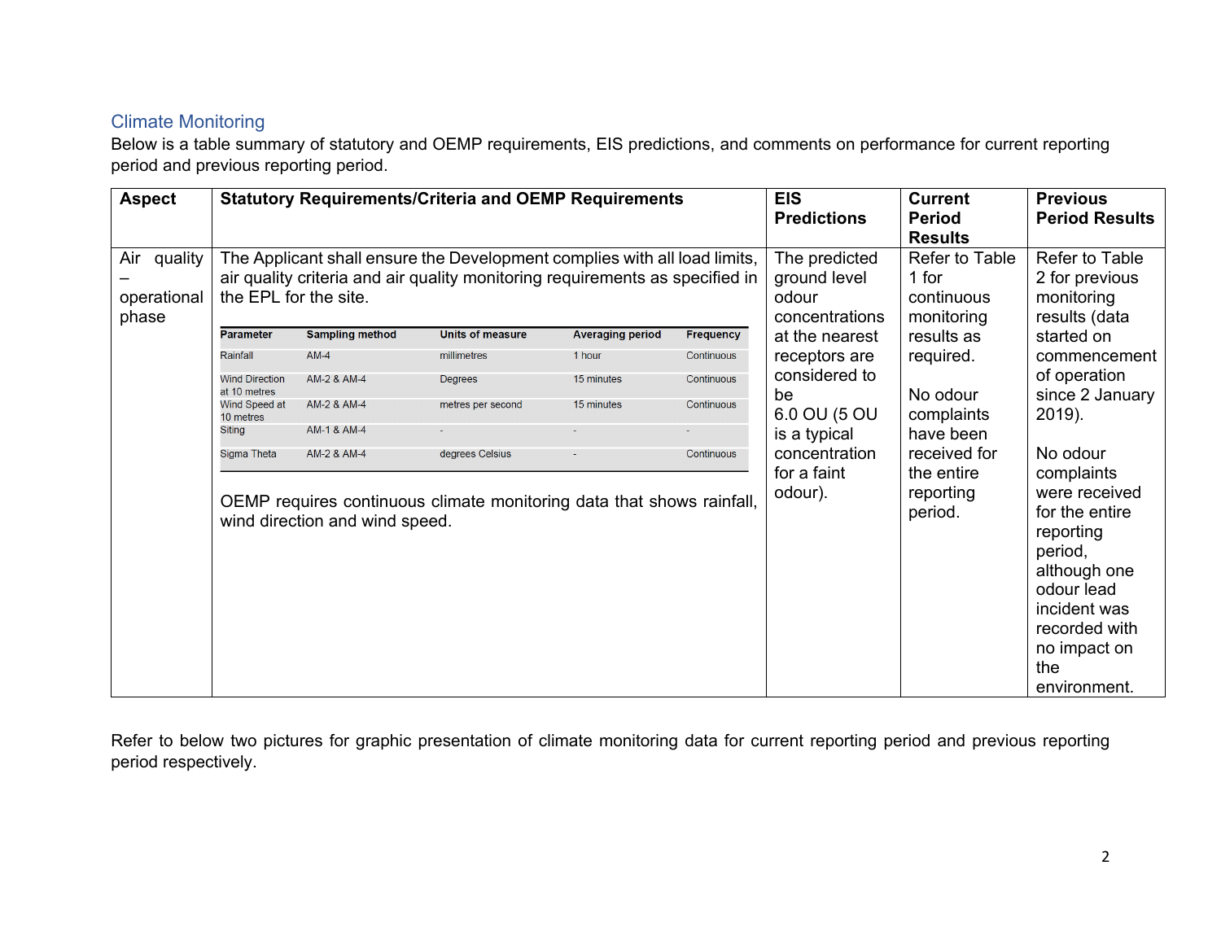## Climate Monitoring

Below is a table summary of statutory and OEMP requirements, EIS predictions, and comments on performance for current reporting period and previous reporting period.

| Aspect | Statutory Requirements/Criteria and OEMP Requirements | EIS Predictions | Current Period Results | Previous Period Results |
|---|---|---|---|---|
| Air quality – operational phase | The Applicant shall ensure the Development complies with all load limits, air quality criteria and air quality monitoring requirements as specified in the EPL for the site.<br><br>Parameter / Sampling method / Units of measure / Averaging period / Frequency:<br>Rainfall / AM-4 / millimetres / 1 hour / Continuous<br>Wind Direction at 10 metres / AM-2 & AM-4 / Degrees / 15 minutes / Continuous<br>Wind Speed at 10 metres / AM-2 & AM-4 / metres per second / 15 minutes / Continuous<br>Siting / AM-1 & AM-4 / - / - / -<br>Sigma Theta / AM-2 & AM-4 / degrees Celsius / - / Continuous<br><br>OEMP requires continuous climate monitoring data that shows rainfall, wind direction and wind speed. | The predicted ground level odour concentrations at the nearest receptors are considered to be 6.0 OU (5 OU is a typical concentration for a faint odour). | Refer to Table 1 for continuous monitoring results as required.<br><br>No odour complaints have been received for the entire reporting period. | Refer to Table 2 for previous monitoring results (data started on commencement of operation since 2 January 2019).<br><br>No odour complaints were received for the entire reporting period, although one odour lead incident was recorded with no impact on the environment. |

Refer to below two pictures for graphic presentation of climate monitoring data for current reporting period and previous reporting period respectively.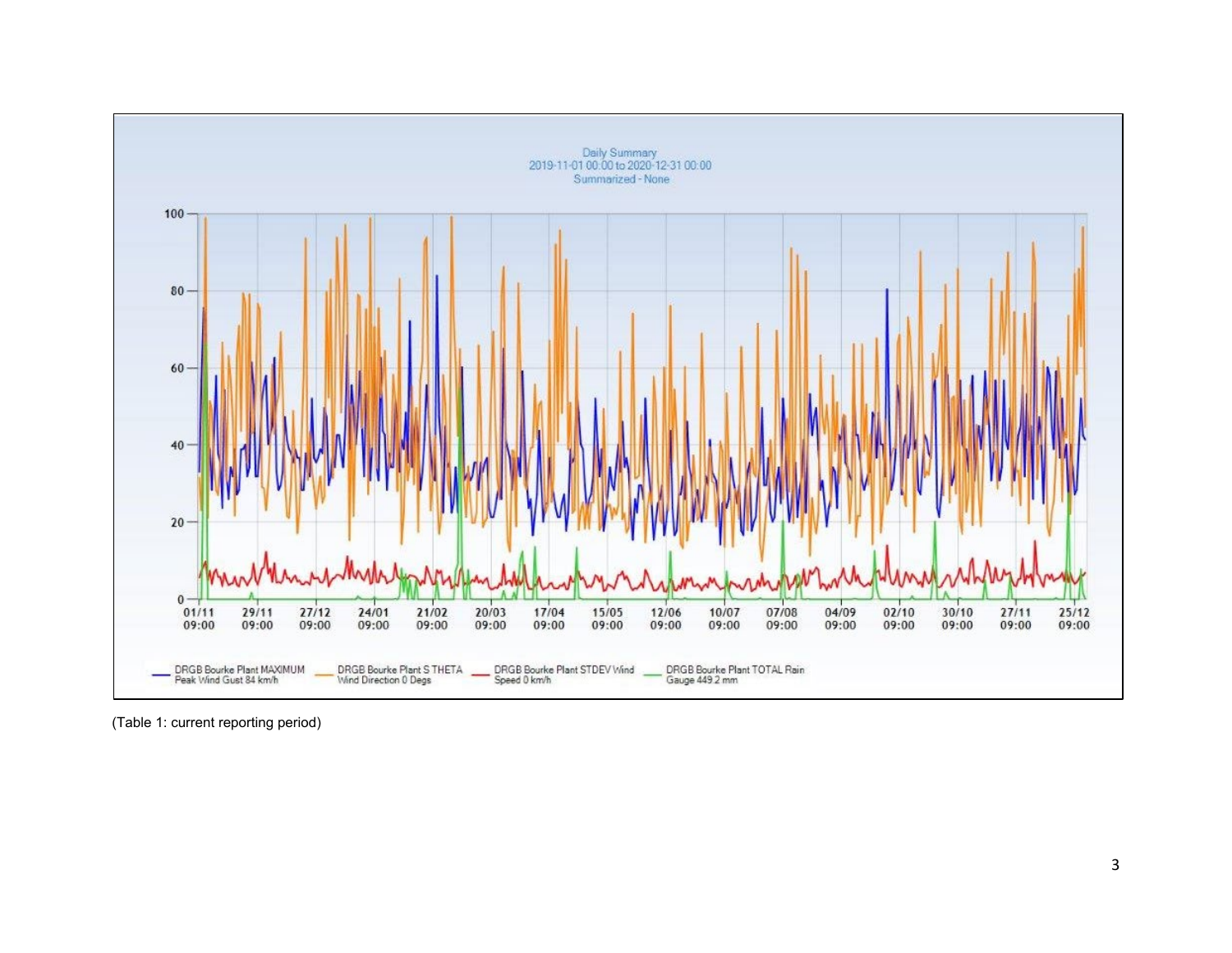Daily Summary
2019-11-01 00:00 to 2020-12-31 00:00
Summarized - None

DRGB Bourke Plant MAXIMUM Peak Wind Gust 84 km/h

DRGB Bourke Plant S THETA Wind Direction 0 Degs

DRGB Bourke Plant STDEV Wind Speed 0 km/h

DRGB Bourke Plant TOTAL Rain Gauge 449.2 mm

(Table 1: current reporting period)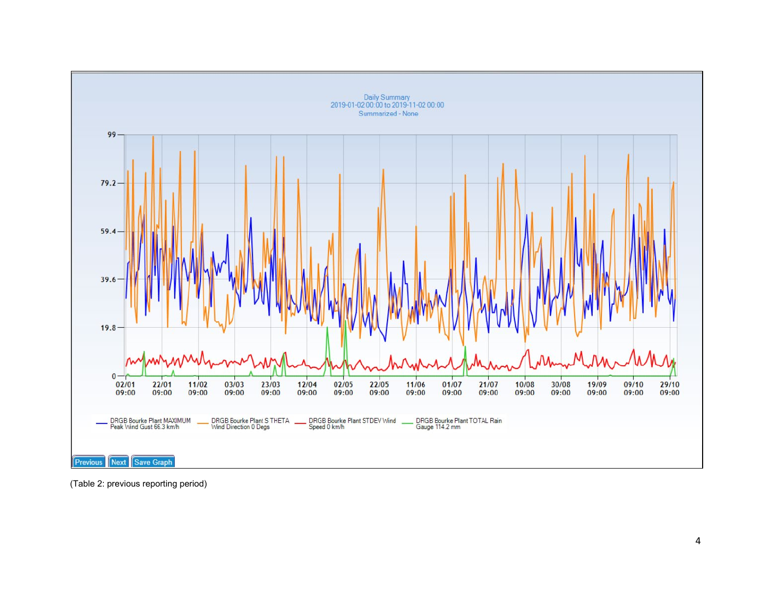Daily Summary
2019-01-02 00:00 to 2019-11-02 00:00
Summarized - None

DRGB Bourke Plant MAXIMUM Peak Wind Gust 66.3 km/h | DRGB Bourke Plant S THETA Wind Direction 0 Degs | DRGB Bourke Plant STDEV Wind Speed 0 km/h | DRGB Bourke Plant TOTAL Rain Gauge 114.2 mm

(Table 2: previous reporting period)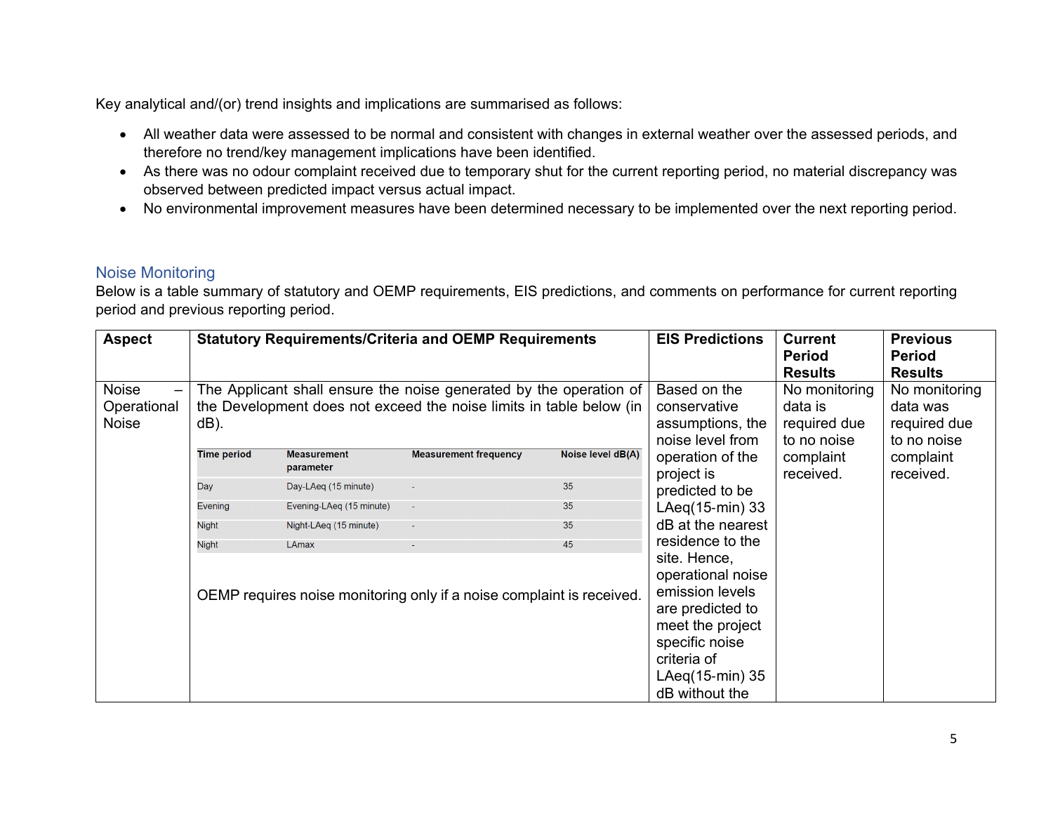Key analytical and/(or) trend insights and implications are summarised as follows:

- All weather data were assessed to be normal and consistent with changes in external weather over the assessed periods, and therefore no trend/key management implications have been identified.
- As there was no odour complaint received due to temporary shut for the current reporting period, no material discrepancy was observed between predicted impact versus actual impact.
- No environmental improvement measures have been determined necessary to be implemented over the next reporting period.

## Noise Monitoring

Below is a table summary of statutory and OEMP requirements, EIS predictions, and comments on performance for current reporting period and previous reporting period.

| Aspect | Statutory Requirements/Criteria and OEMP Requirements | EIS Predictions | Current Period Results | Previous Period Results |
|---|---|---|---|---|
| Noise – Operational Noise | The Applicant shall ensure the noise generated by the operation of the Development does not exceed the noise limits in table below (in dB).<br><br>Time period / Measurement parameter / Measurement frequency / Noise level dB(A):<br>Day / Day-LAeq (15 minute) / - / 35<br>Evening / Evening-LAeq (15 minute) / - / 35<br>Night / Night-LAeq (15 minute) / - / 35<br>Night / LAmax / - / 45<br><br>OEMP requires noise monitoring only if a noise complaint is received. | Based on the conservative assumptions, the noise level from operation of the project is predicted to be LAeq(15-min) 33 dB at the nearest residence to the site. Hence, operational noise emission levels are predicted to meet the project specific noise criteria of LAeq(15-min) 35 dB without the | No monitoring data is required due to no noise complaint received. | No monitoring data was required due to no noise complaint received. |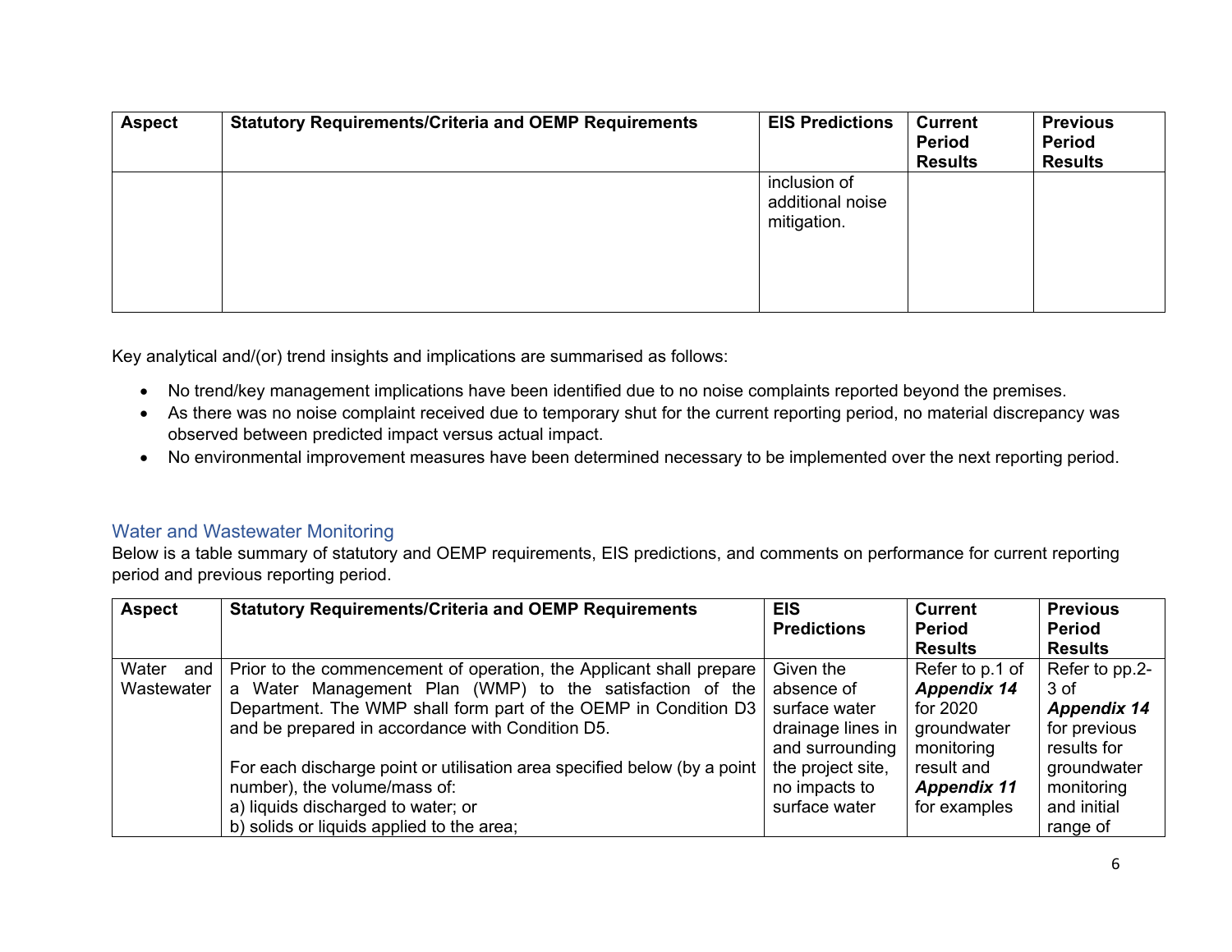| Aspect | Statutory Requirements/Criteria and OEMP Requirements | EIS Predictions | Current Period Results | Previous Period Results |
| --- | --- | --- | --- | --- |
| | | inclusion of additional noise mitigation. | | |

Key analytical and/(or) trend insights and implications are summarised as follows:

- No trend/key management implications have been identified due to no noise complaints reported beyond the premises.
- As there was no noise complaint received due to temporary shut for the current reporting period, no material discrepancy was observed between predicted impact versus actual impact.
- No environmental improvement measures have been determined necessary to be implemented over the next reporting period.

## Water and Wastewater Monitoring

Below is a table summary of statutory and OEMP requirements, EIS predictions, and comments on performance for current reporting period and previous reporting period.

| Aspect | Statutory Requirements/Criteria and OEMP Requirements | EIS Predictions | Current Period Results | Previous Period Results |
| --- | --- | --- | --- | --- |
| Water and Wastewater | Prior to the commencement of operation, the Applicant shall prepare a Water Management Plan (WMP) to the satisfaction of the Department. The WMP shall form part of the OEMP in Condition D3 and be prepared in accordance with Condition D5.<br><br>For each discharge point or utilisation area specified below (by a point number), the volume/mass of:<br>a) liquids discharged to water; or<br>b) solids or liquids applied to the area; | Given the absence of surface water drainage lines in and surrounding the project site, no impacts to surface water | Refer to p.1 of ***Appendix 14*** for 2020 groundwater monitoring result and ***Appendix 11*** for examples | Refer to pp.2-3 of ***Appendix 14*** for previous results for groundwater monitoring and initial range of |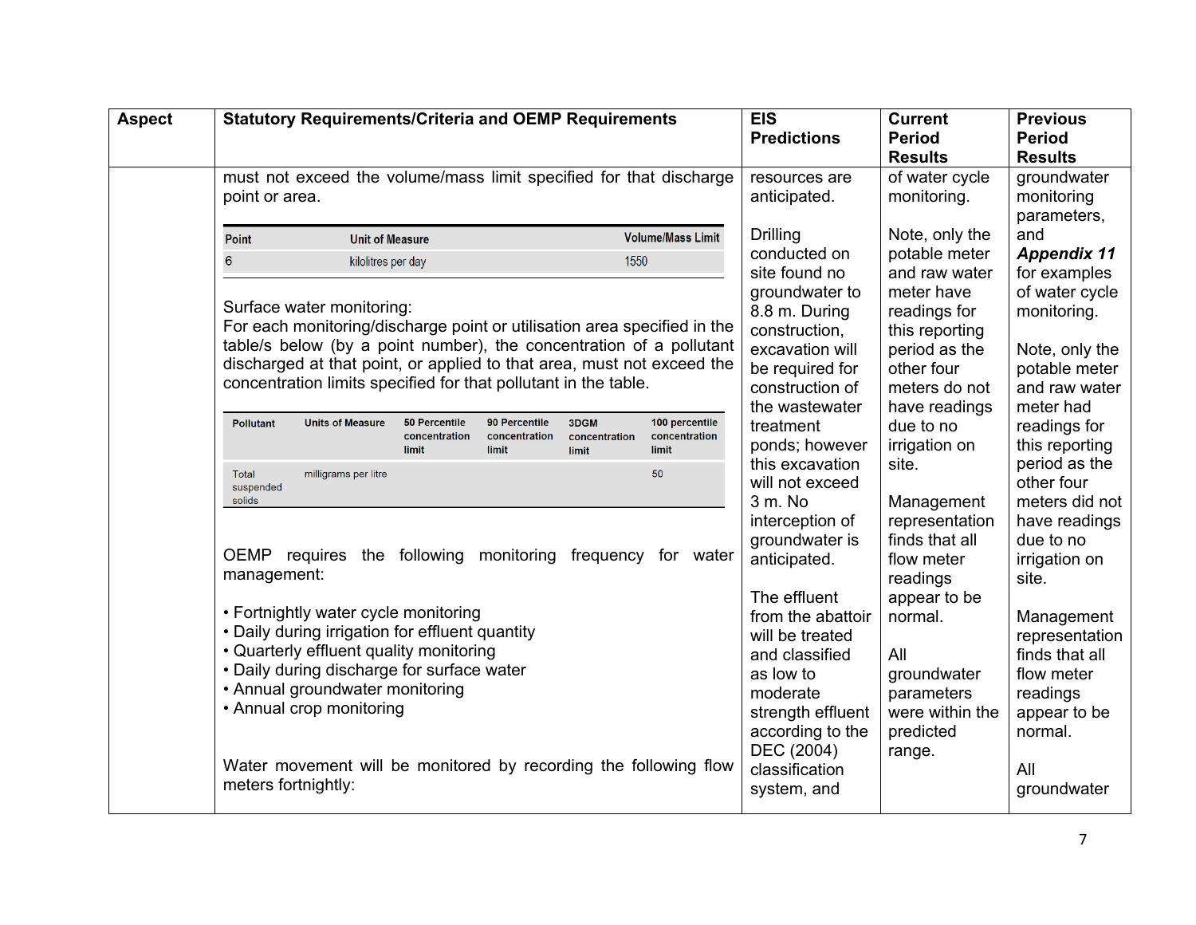| Aspect | Statutory Requirements/Criteria and OEMP Requirements | EIS Predictions | Current Period Results | Previous Period Results |
|---|---|---|---|---|
| | must not exceed the volume/mass limit specified for that discharge point or area.<br><br>**Point** \| **Unit of Measure** \| **Volume/Mass Limit**<br>6 \| kilolitres per day \| 1550<br><br>Surface water monitoring:<br>For each monitoring/discharge point or utilisation area specified in the table/s below (by a point number), the concentration of a pollutant discharged at that point, or applied to that area, must not exceed the concentration limits specified for that pollutant in the table.<br><br>**Pollutant** \| **Units of Measure** \| **50 Percentile concentration limit** \| **90 Percentile concentration limit** \| **3DGM concentration limit** \| **100 percentile concentration limit**<br>Total suspended solids \| milligrams per litre \| \| \| \| 50<br><br>OEMP requires the following monitoring frequency for water management:<br><br>• Fortnightly water cycle monitoring<br>• Daily during irrigation for effluent quantity<br>• Quarterly effluent quality monitoring<br>• Daily during discharge for surface water<br>• Annual groundwater monitoring<br>• Annual crop monitoring<br><br>Water movement will be monitored by recording the following flow meters fortnightly: | resources are anticipated.<br><br>Drilling conducted on site found no groundwater to 8.8 m. During construction, excavation will be required for construction of the wastewater treatment ponds; however this excavation will not exceed 3 m. No interception of groundwater is anticipated.<br><br>The effluent from the abattoir will be treated and classified as low to moderate strength effluent according to the DEC (2004) classification system, and | of water cycle monitoring.<br><br>Note, only the potable meter and raw water meter have readings for this reporting period as the other four meters do not have readings due to no irrigation on site.<br><br>Management representation finds that all flow meter readings appear to be normal.<br><br>All groundwater parameters were within the predicted range. | groundwater monitoring parameters, and ***Appendix 11*** for examples of water cycle monitoring.<br><br>Note, only the potable meter and raw water meter had readings for this reporting period as the other four meters did not have readings due to no irrigation on site.<br><br>Management representation finds that all flow meter readings appear to be normal.<br><br>All groundwater |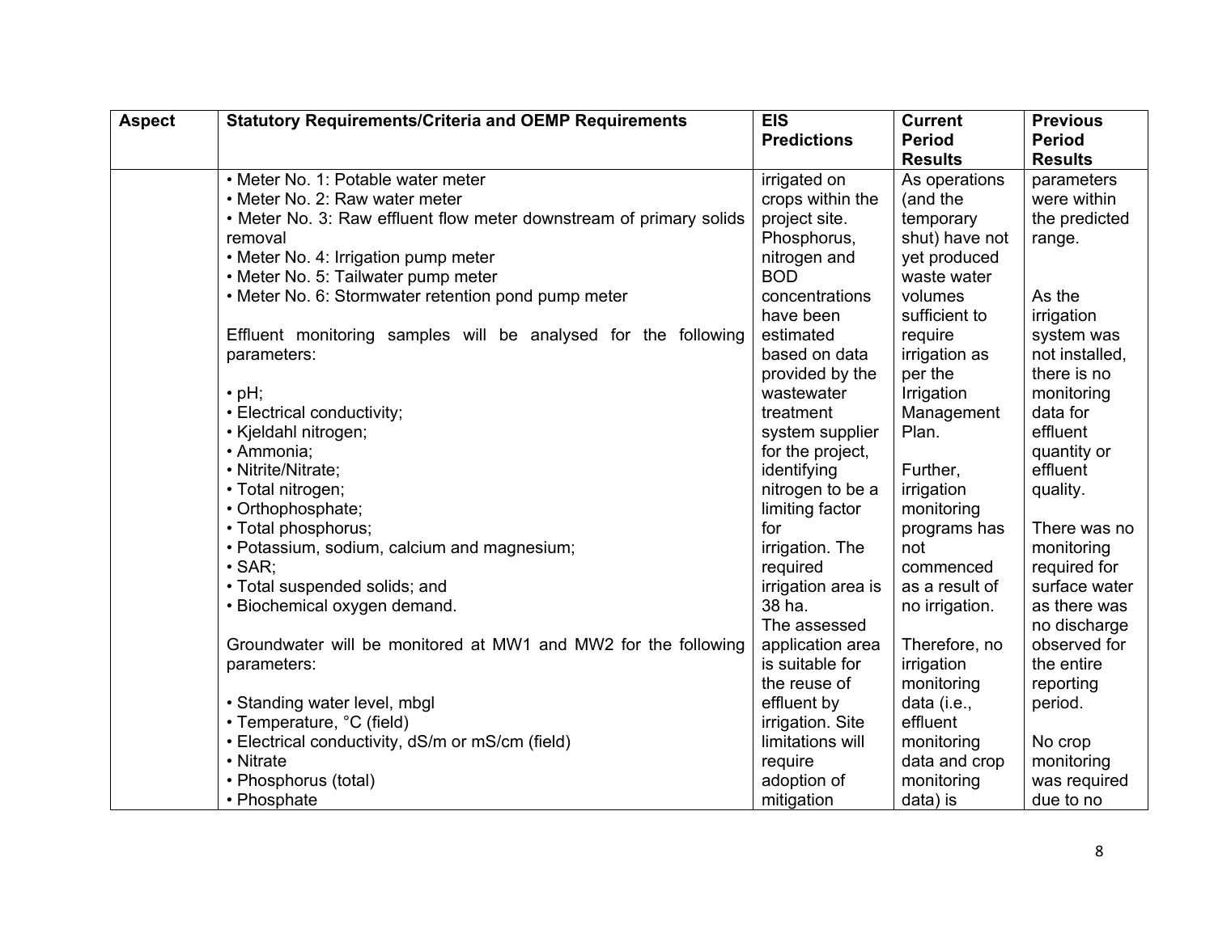| Aspect | Statutory Requirements/Criteria and OEMP Requirements | EIS Predictions | Current Period Results | Previous Period Results |
|---|---|---|---|---|
| | • Meter No. 1: Potable water meter<br>• Meter No. 2: Raw water meter<br>• Meter No. 3: Raw effluent flow meter downstream of primary solids removal<br>• Meter No. 4: Irrigation pump meter<br>• Meter No. 5: Tailwater pump meter<br>• Meter No. 6: Stormwater retention pond pump meter<br><br>Effluent monitoring samples will be analysed for the following parameters:<br><br>• pH;<br>• Electrical conductivity;<br>• Kjeldahl nitrogen;<br>• Ammonia;<br>• Nitrite/Nitrate;<br>• Total nitrogen;<br>• Orthophosphate;<br>• Total phosphorus;<br>• Potassium, sodium, calcium and magnesium;<br>• SAR;<br>• Total suspended solids; and<br>• Biochemical oxygen demand.<br><br>Groundwater will be monitored at MW1 and MW2 for the following parameters:<br><br>• Standing water level, mbgl<br>• Temperature, °C (field)<br>• Electrical conductivity, dS/m or mS/cm (field)<br>• Nitrate<br>• Phosphorus (total)<br>• Phosphate | irrigated on crops within the project site. Phosphorus, nitrogen and BOD concentrations have been estimated based on data provided by the wastewater treatment system supplier for the project, identifying nitrogen to be a limiting factor for irrigation. The required irrigation area is 38 ha. The assessed application area is suitable for the reuse of effluent by irrigation. Site limitations will require adoption of mitigation | As operations (and the temporary shut) have not yet produced waste water volumes sufficient to require irrigation as per the Irrigation Management Plan.<br><br>Further, irrigation monitoring programs has not commenced as a result of no irrigation.<br><br>Therefore, no irrigation monitoring data (i.e., effluent monitoring data and crop monitoring data) is | parameters were within the predicted range.<br><br>As the irrigation system was not installed, there is no monitoring data for effluent quantity or effluent quality.<br><br>There was no monitoring required for surface water as there was no discharge observed for the entire reporting period.<br><br>No crop monitoring was required due to no |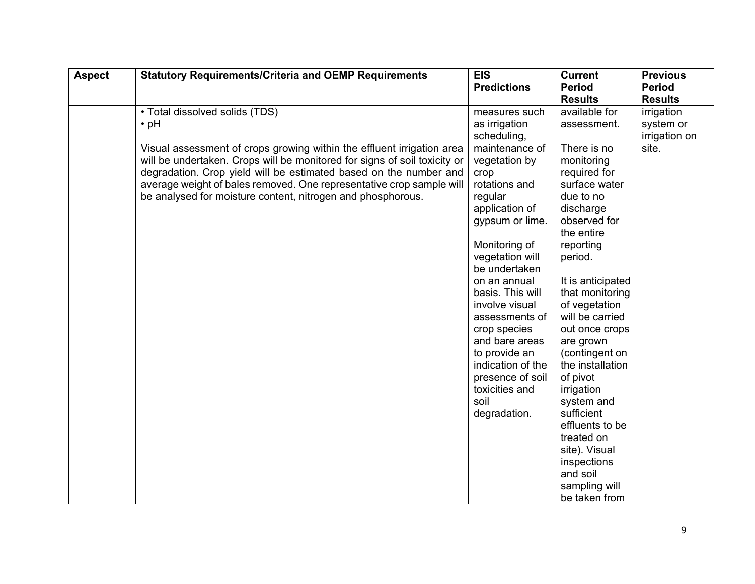| Aspect | Statutory Requirements/Criteria and OEMP Requirements | EIS Predictions | Current Period Results | Previous Period Results |
|---|---|---|---|---|
| | • Total dissolved solids (TDS)<br>• pH<br><br>Visual assessment of crops growing within the effluent irrigation area will be undertaken. Crops will be monitored for signs of soil toxicity or degradation. Crop yield will be estimated based on the number and average weight of bales removed. One representative crop sample will be analysed for moisture content, nitrogen and phosphorous. | measures such as irrigation scheduling, maintenance of vegetation by crop rotations and regular application of gypsum or lime.<br><br>Monitoring of vegetation will be undertaken on an annual basis. This will involve visual assessments of crop species and bare areas to provide an indication of the presence of soil toxicities and soil degradation. | available for assessment.<br><br>There is no monitoring required for surface water due to no discharge observed for the entire reporting period.<br><br>It is anticipated that monitoring of vegetation will be carried out once crops are grown (contingent on the installation of pivot irrigation system and sufficient effluents to be treated on site). Visual inspections and soil sampling will be taken from | irrigation system or irrigation on site. |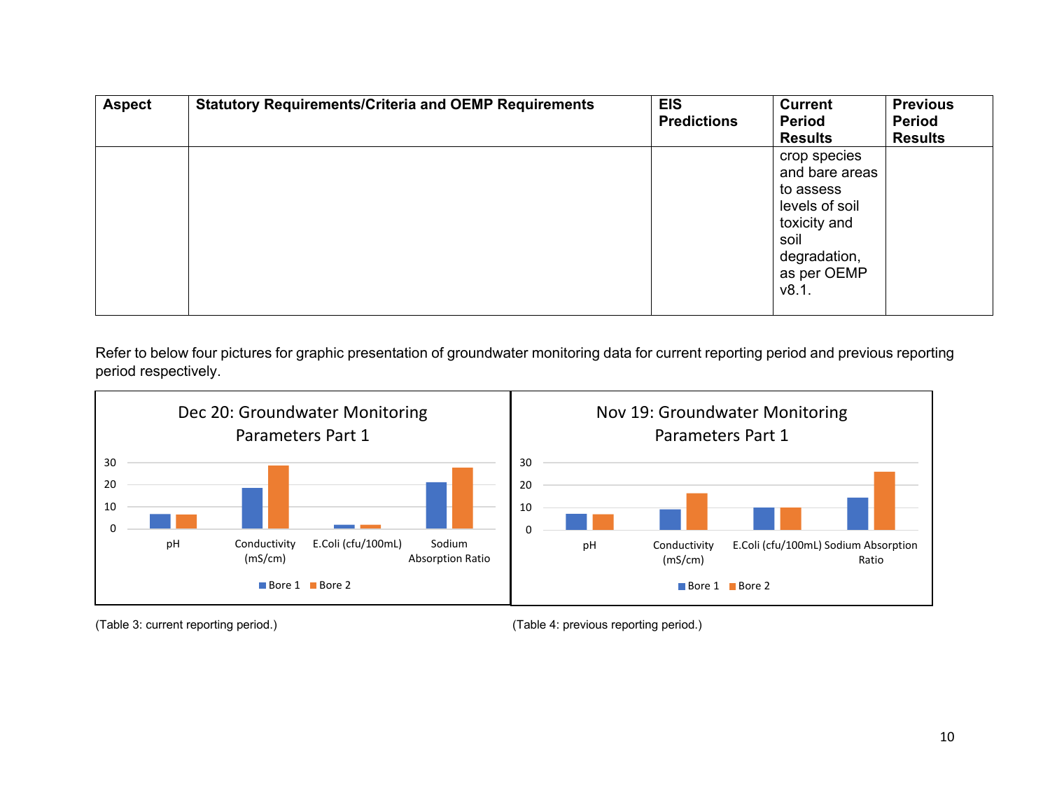| Aspect | Statutory Requirements/Criteria and OEMP Requirements | EIS Predictions | Current Period Results | Previous Period Results |
|---|---|---|---|---|
| | | | crop species and bare areas to assess levels of soil toxicity and soil degradation, as per OEMP v8.1. | |

Refer to below four pictures for graphic presentation of groundwater monitoring data for current reporting period and previous reporting period respectively.

**Dec 20: Groundwater Monitoring Parameters Part 1**

(Table 3: current reporting period.)

**Nov 19: Groundwater Monitoring Parameters Part 1**

(Table 4: previous reporting period.)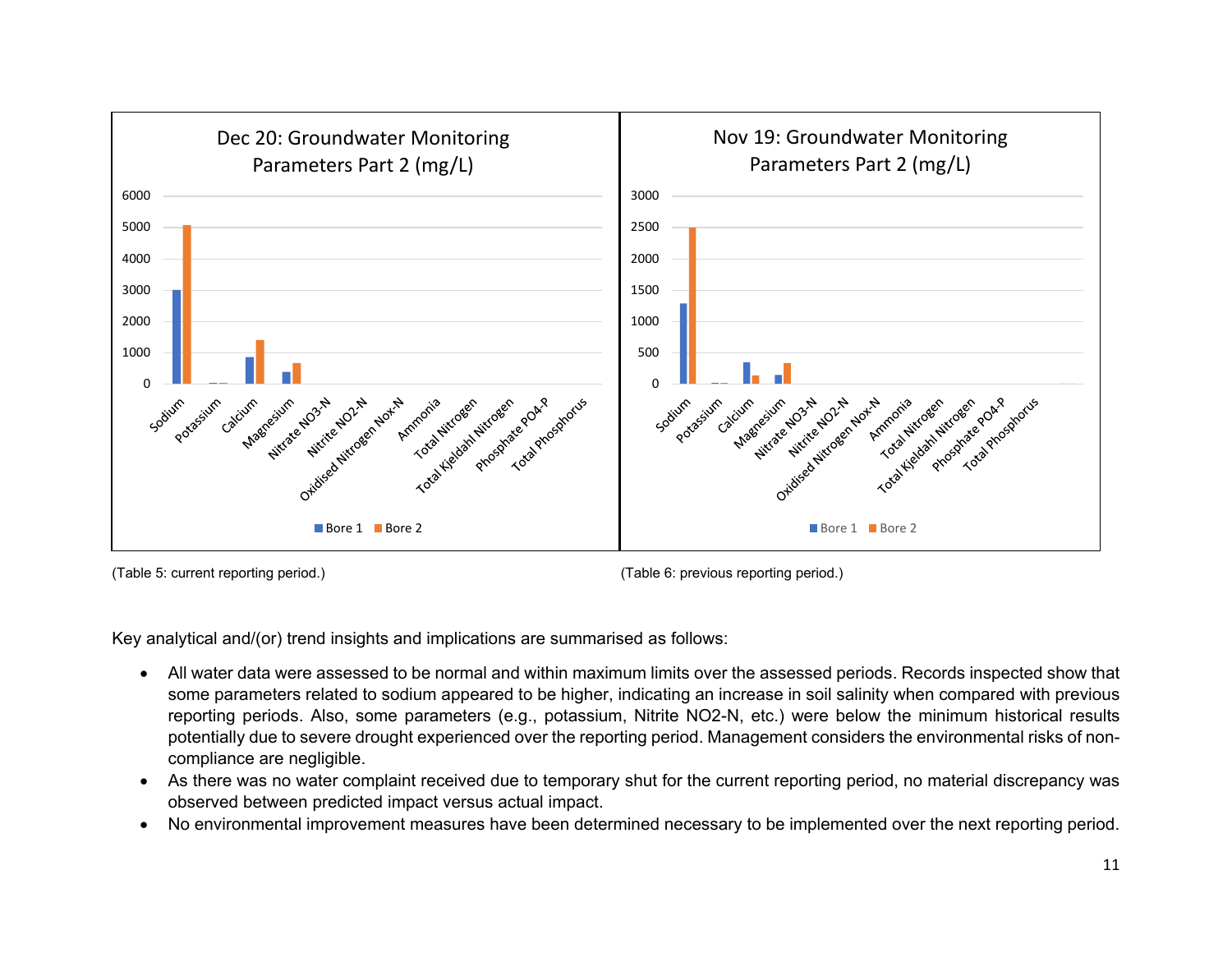(Table 5: current reporting period.)

(Table 6: previous reporting period.)

Key analytical and/(or) trend insights and implications are summarised as follows:

- All water data were assessed to be normal and within maximum limits over the assessed periods. Records inspected show that some parameters related to sodium appeared to be higher, indicating an increase in soil salinity when compared with previous reporting periods. Also, some parameters (e.g., potassium, Nitrite NO2-N, etc.) were below the minimum historical results potentially due to severe drought experienced over the reporting period. Management considers the environmental risks of non-compliance are negligible.
- As there was no water complaint received due to temporary shut for the current reporting period, no material discrepancy was observed between predicted impact versus actual impact.
- No environmental improvement measures have been determined necessary to be implemented over the next reporting period.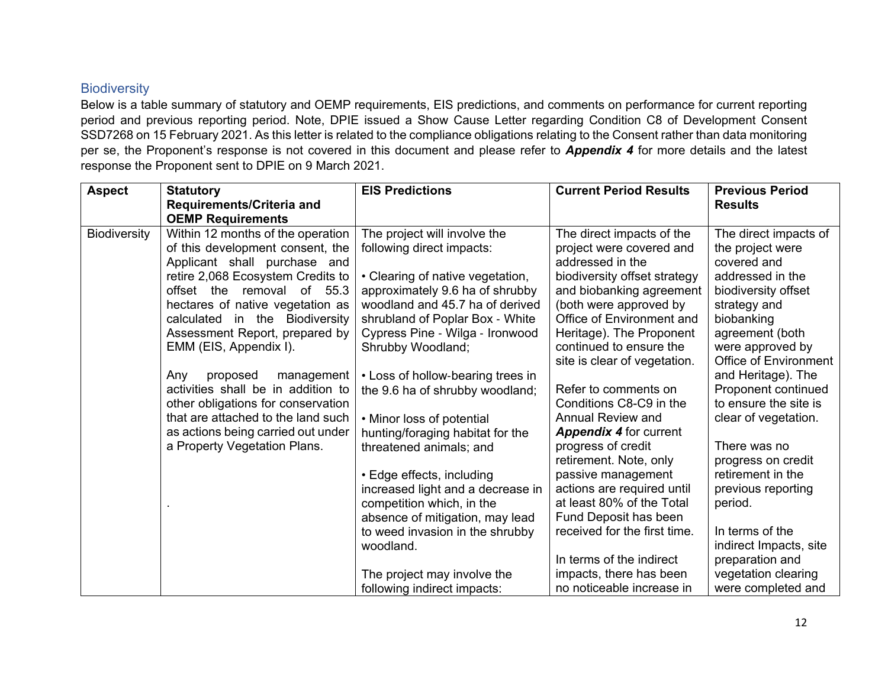## Biodiversity

Below is a table summary of statutory and OEMP requirements, EIS predictions, and comments on performance for current reporting period and previous reporting period. Note, DPIE issued a Show Cause Letter regarding Condition C8 of Development Consent SSD7268 on 15 February 2021. As this letter is related to the compliance obligations relating to the Consent rather than data monitoring per se, the Proponent's response is not covered in this document and please refer to ***Appendix 4*** for more details and the latest response the Proponent sent to DPIE on 9 March 2021.

| Aspect | Statutory Requirements/Criteria and OEMP Requirements | EIS Predictions | Current Period Results | Previous Period Results |
|---|---|---|---|---|
| Biodiversity | Within 12 months of the operation of this development consent, the Applicant shall purchase and retire 2,068 Ecosystem Credits to offset the removal of 55.3 hectares of native vegetation as calculated in the Biodiversity Assessment Report, prepared by EMM (EIS, Appendix I).<br><br>Any proposed management activities shall be in addition to other obligations for conservation that are attached to the land such as actions being carried out under a Property Vegetation Plans.<br><br>. | The project will involve the following direct impacts:<br><br>• Clearing of native vegetation, approximately 9.6 ha of shrubby woodland and 45.7 ha of derived shrubland of Poplar Box - White Cypress Pine - Wilga - Ironwood Shrubby Woodland;<br><br>• Loss of hollow-bearing trees in the 9.6 ha of shrubby woodland;<br><br>• Minor loss of potential hunting/foraging habitat for the threatened animals; and<br><br>• Edge effects, including increased light and a decrease in competition which, in the absence of mitigation, may lead to weed invasion in the shrubby woodland.<br><br>The project may involve the following indirect impacts: | The direct impacts of the project were covered and addressed in the biodiversity offset strategy and biobanking agreement (both were approved by Office of Environment and Heritage). The Proponent continued to ensure the site is clear of vegetation.<br><br>Refer to comments on Conditions C8-C9 in the Annual Review and ***Appendix 4*** for current progress of credit retirement. Note, only passive management actions are required until at least 80% of the Total Fund Deposit has been received for the first time.<br><br>In terms of the indirect impacts, there has been no noticeable increase in | The direct impacts of the project were covered and addressed in the biodiversity offset strategy and biobanking agreement (both were approved by Office of Environment and Heritage). The Proponent continued to ensure the site is clear of vegetation.<br><br>There was no progress on credit retirement in the previous reporting period.<br><br>In terms of the indirect Impacts, site preparation and vegetation clearing were completed and |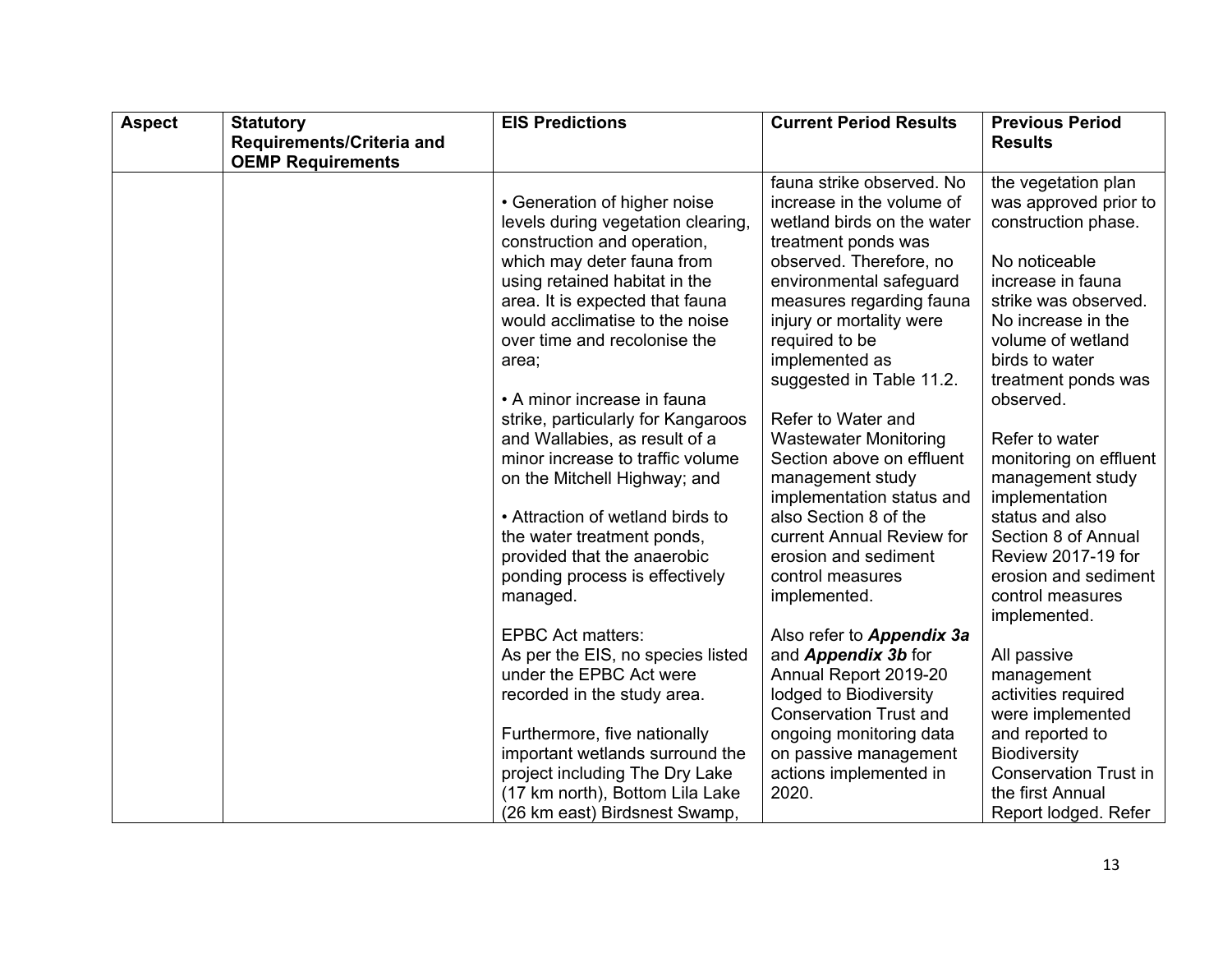| Aspect | Statutory Requirements/Criteria and OEMP Requirements | EIS Predictions | Current Period Results | Previous Period Results |
|---|---|---|---|---|
| | | • Generation of higher noise levels during vegetation clearing, construction and operation, which may deter fauna from using retained habitat in the area. It is expected that fauna would acclimatise to the noise over time and recolonise the area;<br><br>• A minor increase in fauna strike, particularly for Kangaroos and Wallabies, as result of a minor increase to traffic volume on the Mitchell Highway; and<br><br>• Attraction of wetland birds to the water treatment ponds, provided that the anaerobic ponding process is effectively managed.<br><br>EPBC Act matters:<br>As per the EIS, no species listed under the EPBC Act were recorded in the study area.<br><br>Furthermore, five nationally important wetlands surround the project including The Dry Lake (17 km north), Bottom Lila Lake (26 km east) Birdsnest Swamp, | fauna strike observed. No increase in the volume of wetland birds on the water treatment ponds was observed. Therefore, no environmental safeguard measures regarding fauna injury or mortality were required to be implemented as suggested in Table 11.2.<br><br>Refer to Water and Wastewater Monitoring Section above on effluent management study implementation status and also Section 8 of the current Annual Review for erosion and sediment control measures implemented.<br><br>Also refer to ***Appendix 3a*** and ***Appendix 3b*** for Annual Report 2019-20 lodged to Biodiversity Conservation Trust and ongoing monitoring data on passive management actions implemented in 2020. | the vegetation plan was approved prior to construction phase.<br><br>No noticeable increase in fauna strike was observed. No increase in the volume of wetland birds to water treatment ponds was observed.<br><br>Refer to water monitoring on effluent management study implementation status and also Section 8 of Annual Review 2017-19 for erosion and sediment control measures implemented.<br><br>All passive management activities required were implemented and reported to Biodiversity Conservation Trust in the first Annual Report lodged. Refer |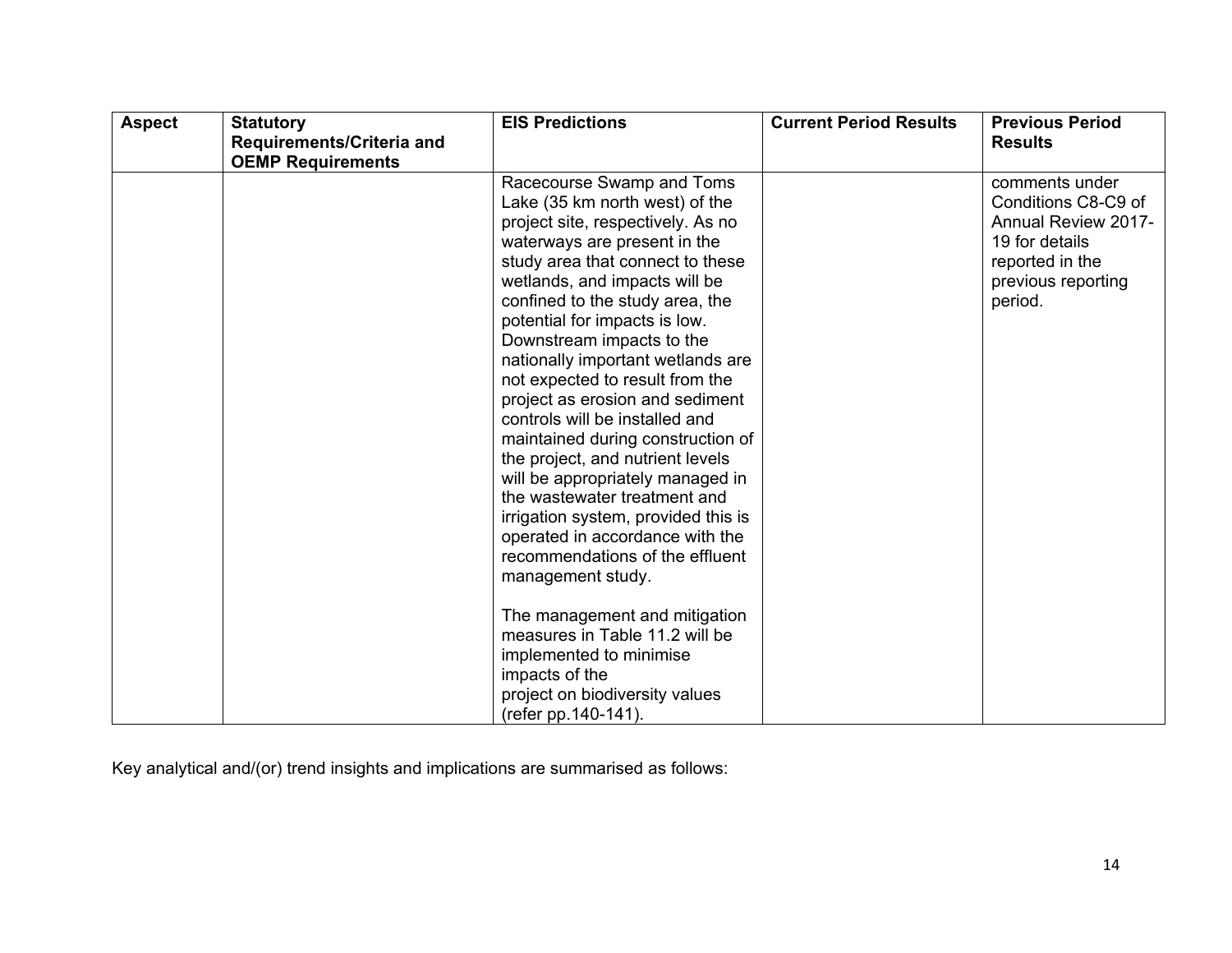| Aspect | Statutory Requirements/Criteria and OEMP Requirements | EIS Predictions | Current Period Results | Previous Period Results |
|---|---|---|---|---|
| | | Racecourse Swamp and Toms Lake (35 km north west) of the project site, respectively. As no waterways are present in the study area that connect to these wetlands, and impacts will be confined to the study area, the potential for impacts is low. Downstream impacts to the nationally important wetlands are not expected to result from the project as erosion and sediment controls will be installed and maintained during construction of the project, and nutrient levels will be appropriately managed in the wastewater treatment and irrigation system, provided this is operated in accordance with the recommendations of the effluent management study.<br><br>The management and mitigation measures in Table 11.2 will be implemented to minimise impacts of the project on biodiversity values (refer pp.140-141). | | comments under Conditions C8-C9 of Annual Review 2017-19 for details reported in the previous reporting period. |

Key analytical and/(or) trend insights and implications are summarised as follows: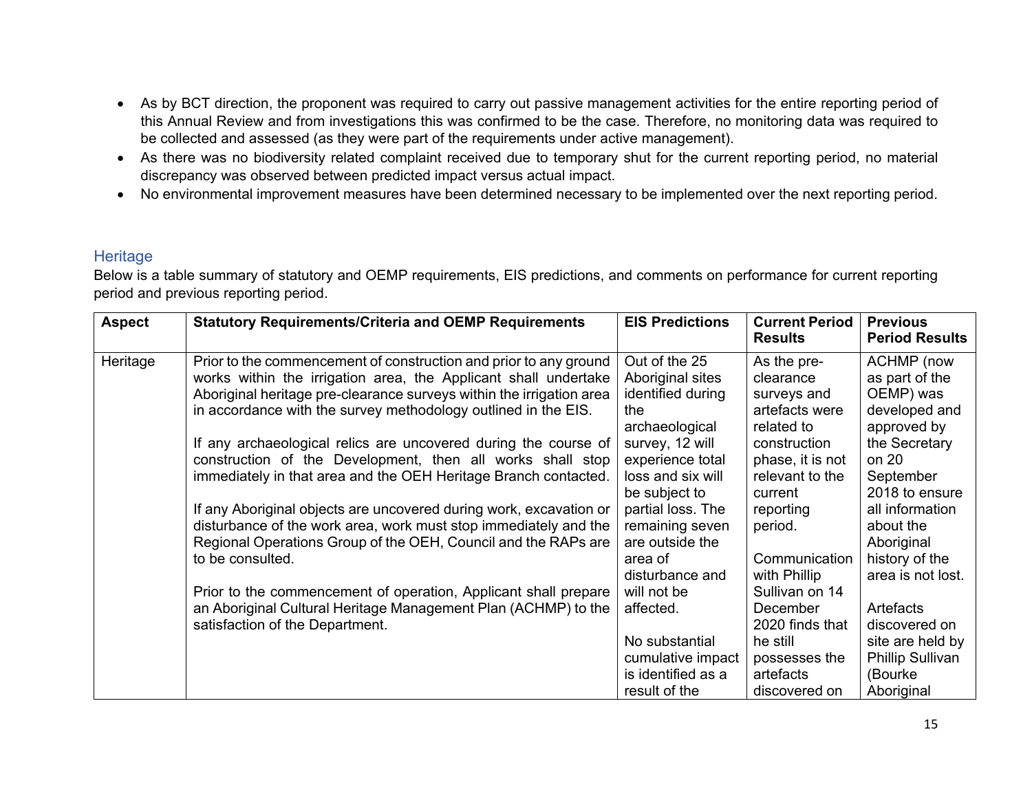- As by BCT direction, the proponent was required to carry out passive management activities for the entire reporting period of this Annual Review and from investigations this was confirmed to be the case. Therefore, no monitoring data was required to be collected and assessed (as they were part of the requirements under active management).
- As there was no biodiversity related complaint received due to temporary shut for the current reporting period, no material discrepancy was observed between predicted impact versus actual impact.
- No environmental improvement measures have been determined necessary to be implemented over the next reporting period.

## Heritage

Below is a table summary of statutory and OEMP requirements, EIS predictions, and comments on performance for current reporting period and previous reporting period.

| Aspect | Statutory Requirements/Criteria and OEMP Requirements | EIS Predictions | Current Period Results | Previous Period Results |
|---|---|---|---|---|
| Heritage | Prior to the commencement of construction and prior to any ground works within the irrigation area, the Applicant shall undertake Aboriginal heritage pre-clearance surveys within the irrigation area in accordance with the survey methodology outlined in the EIS.<br><br>If any archaeological relics are uncovered during the course of construction of the Development, then all works shall stop immediately in that area and the OEH Heritage Branch contacted.<br><br>If any Aboriginal objects are uncovered during work, excavation or disturbance of the work area, work must stop immediately and the Regional Operations Group of the OEH, Council and the RAPs are to be consulted.<br><br>Prior to the commencement of operation, Applicant shall prepare an Aboriginal Cultural Heritage Management Plan (ACHMP) to the satisfaction of the Department. | Out of the 25 Aboriginal sites identified during the archaeological survey, 12 will experience total loss and six will be subject to partial loss. The remaining seven are outside the area of disturbance and will not be affected.<br><br>No substantial cumulative impact is identified as a result of the | As the pre-clearance surveys and artefacts were related to construction phase, it is not relevant to the current reporting period.<br><br>Communication with Phillip Sullivan on 14 December 2020 finds that he still possesses the artefacts discovered on | ACHMP (now as part of the OEMP) was developed and approved by the Secretary on 20 September 2018 to ensure all information about the Aboriginal history of the area is not lost.<br><br>Artefacts discovered on site are held by Phillip Sullivan (Bourke Aboriginal |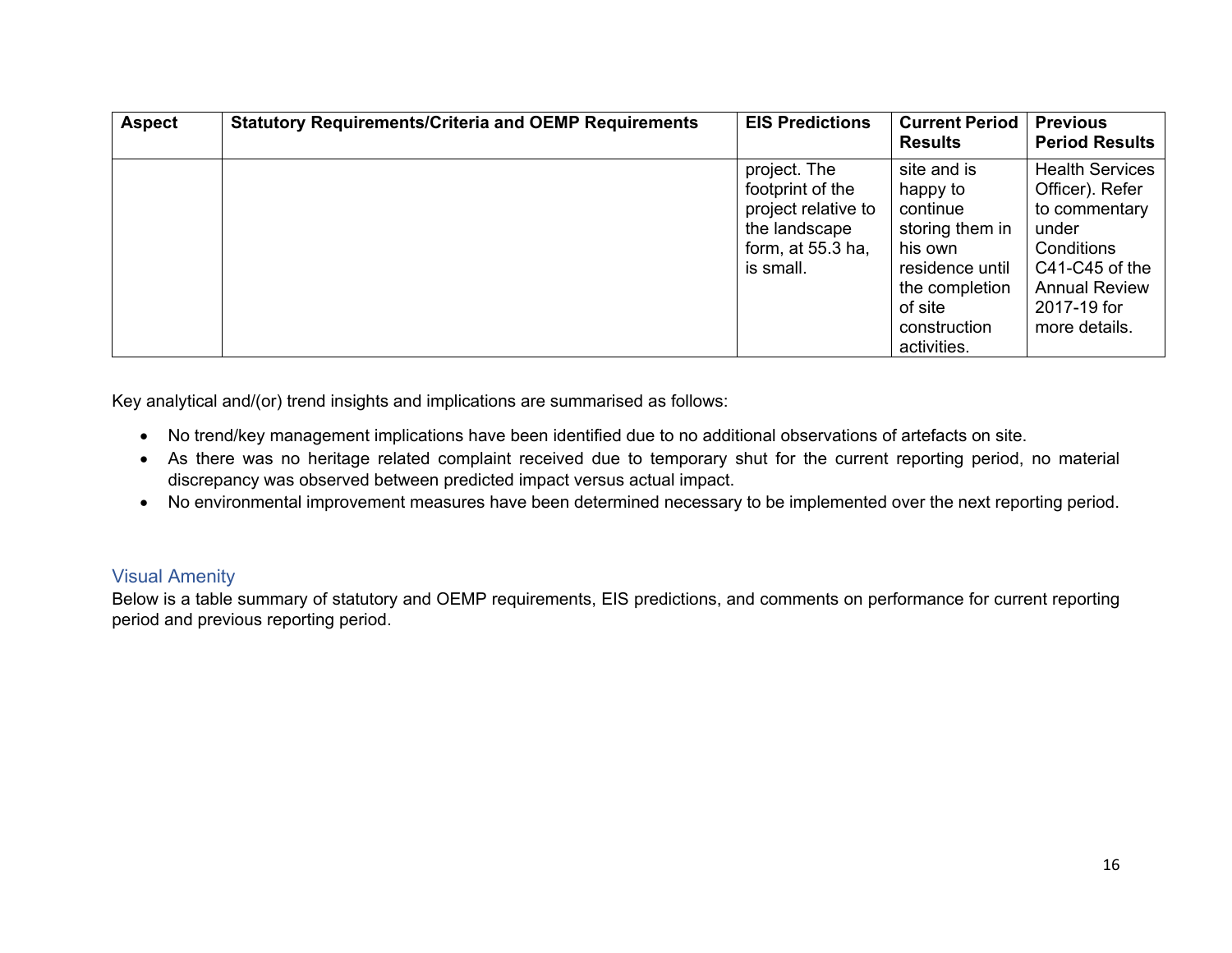| Aspect | Statutory Requirements/Criteria and OEMP Requirements | EIS Predictions | Current Period Results | Previous Period Results |
|---|---|---|---|---|
| | | project. The footprint of the project relative to the landscape form, at 55.3 ha, is small. | site and is happy to continue storing them in his own residence until the completion of site construction activities. | Health Services Officer). Refer to commentary under Conditions C41-C45 of the Annual Review 2017-19 for more details. |

Key analytical and/(or) trend insights and implications are summarised as follows:

- No trend/key management implications have been identified due to no additional observations of artefacts on site.
- As there was no heritage related complaint received due to temporary shut for the current reporting period, no material discrepancy was observed between predicted impact versus actual impact.
- No environmental improvement measures have been determined necessary to be implemented over the next reporting period.

## Visual Amenity

Below is a table summary of statutory and OEMP requirements, EIS predictions, and comments on performance for current reporting period and previous reporting period.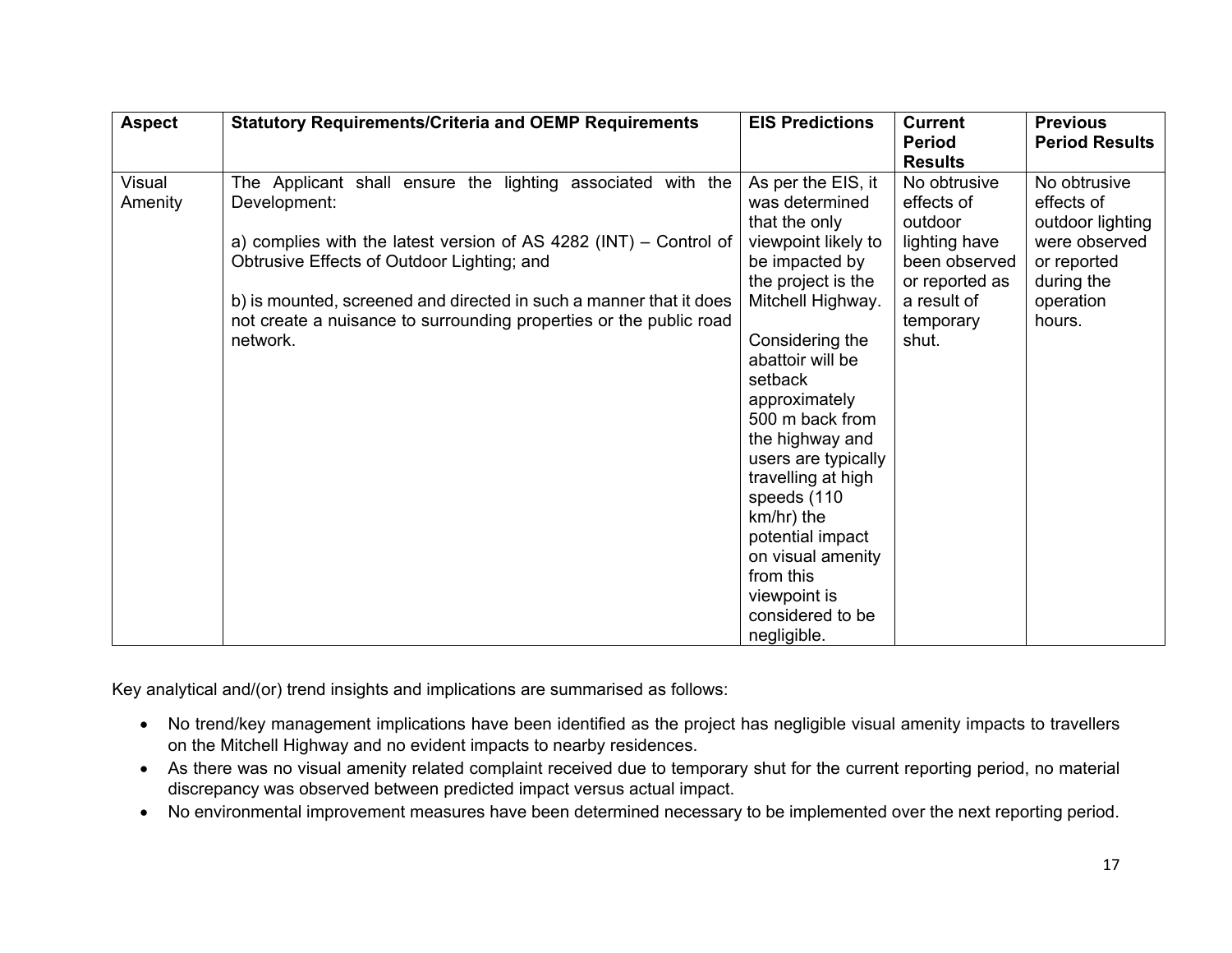| Aspect | Statutory Requirements/Criteria and OEMP Requirements | EIS Predictions | Current Period Results | Previous Period Results |
|---|---|---|---|---|
| Visual Amenity | The Applicant shall ensure the lighting associated with the Development:<br><br>a) complies with the latest version of AS 4282 (INT) – Control of Obtrusive Effects of Outdoor Lighting; and<br><br>b) is mounted, screened and directed in such a manner that it does not create a nuisance to surrounding properties or the public road network. | As per the EIS, it was determined that the only viewpoint likely to be impacted by the project is the Mitchell Highway.<br><br>Considering the abattoir will be setback approximately 500 m back from the highway and users are typically travelling at high speeds (110 km/hr) the potential impact on visual amenity from this viewpoint is considered to be negligible. | No obtrusive effects of outdoor lighting have been observed or reported as a result of temporary shut. | No obtrusive effects of outdoor lighting were observed or reported during the operation hours. |

Key analytical and/(or) trend insights and implications are summarised as follows:

- No trend/key management implications have been identified as the project has negligible visual amenity impacts to travellers on the Mitchell Highway and no evident impacts to nearby residences.
- As there was no visual amenity related complaint received due to temporary shut for the current reporting period, no material discrepancy was observed between predicted impact versus actual impact.
- No environmental improvement measures have been determined necessary to be implemented over the next reporting period.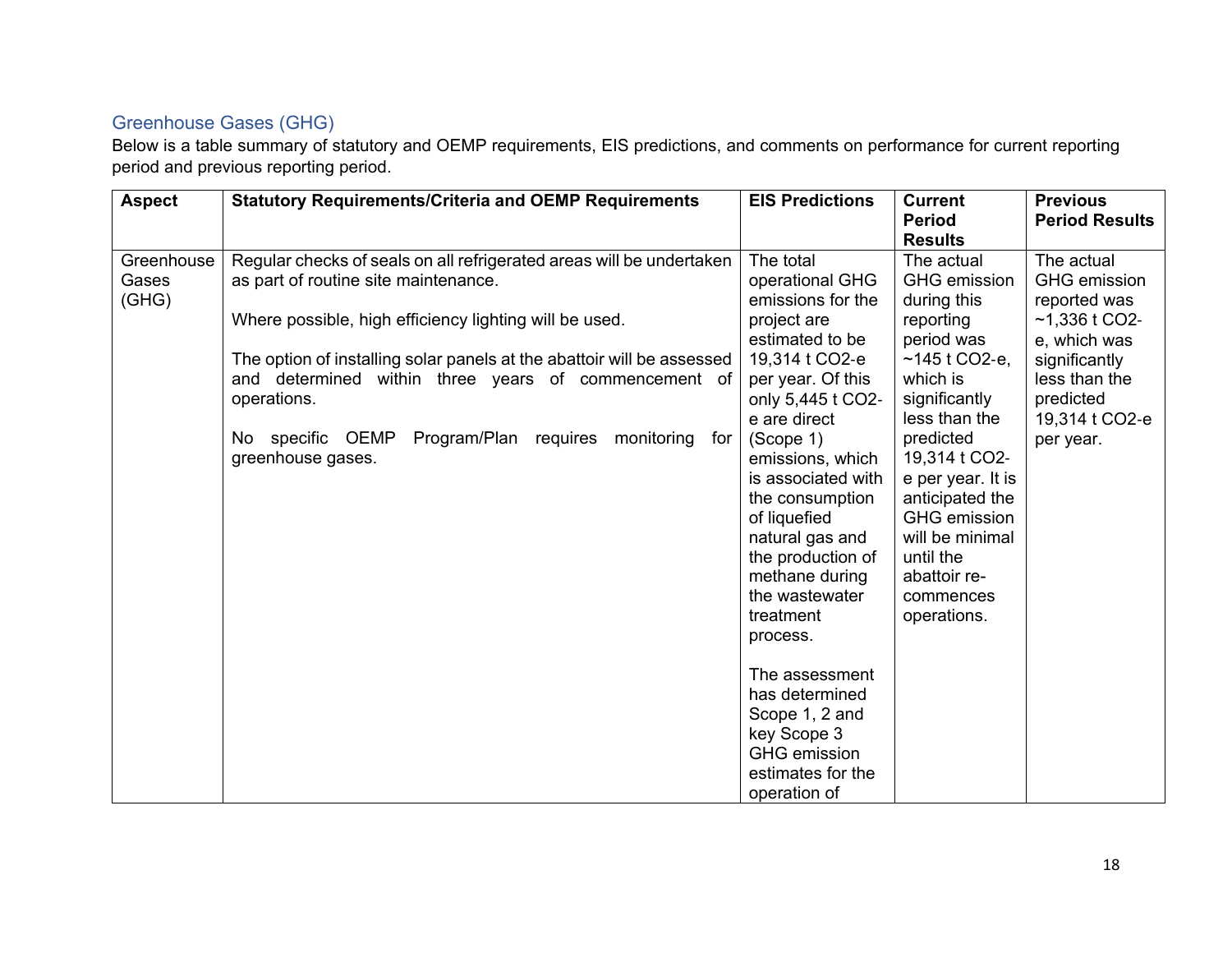## Greenhouse Gases (GHG)

Below is a table summary of statutory and OEMP requirements, EIS predictions, and comments on performance for current reporting period and previous reporting period.

| Aspect | Statutory Requirements/Criteria and OEMP Requirements | EIS Predictions | Current Period Results | Previous Period Results |
|---|---|---|---|---|
| Greenhouse Gases (GHG) | Regular checks of seals on all refrigerated areas will be undertaken as part of routine site maintenance.<br><br>Where possible, high efficiency lighting will be used.<br><br>The option of installing solar panels at the abattoir will be assessed and determined within three years of commencement of operations.<br><br>No specific OEMP Program/Plan requires monitoring for greenhouse gases. | The total operational GHG emissions for the project are estimated to be 19,314 t $CO_2$-e per year. Of this only 5,445 t $CO_2$-e are direct (Scope 1) emissions, which is associated with the consumption of liquefied natural gas and the production of methane during the wastewater treatment process.<br><br>The assessment has determined Scope 1, 2 and key Scope 3 GHG emission estimates for the operation of | The actual GHG emission during this reporting period was ~145 t $CO_2$-e, which is significantly less than the predicted 19,314 t $CO_2$-e per year. It is anticipated the GHG emission will be minimal until the abattoir re-commences operations. | The actual GHG emission reported was ~1,336 t $CO_2$-e, which was significantly less than the predicted 19,314 t $CO_2$-e per year. |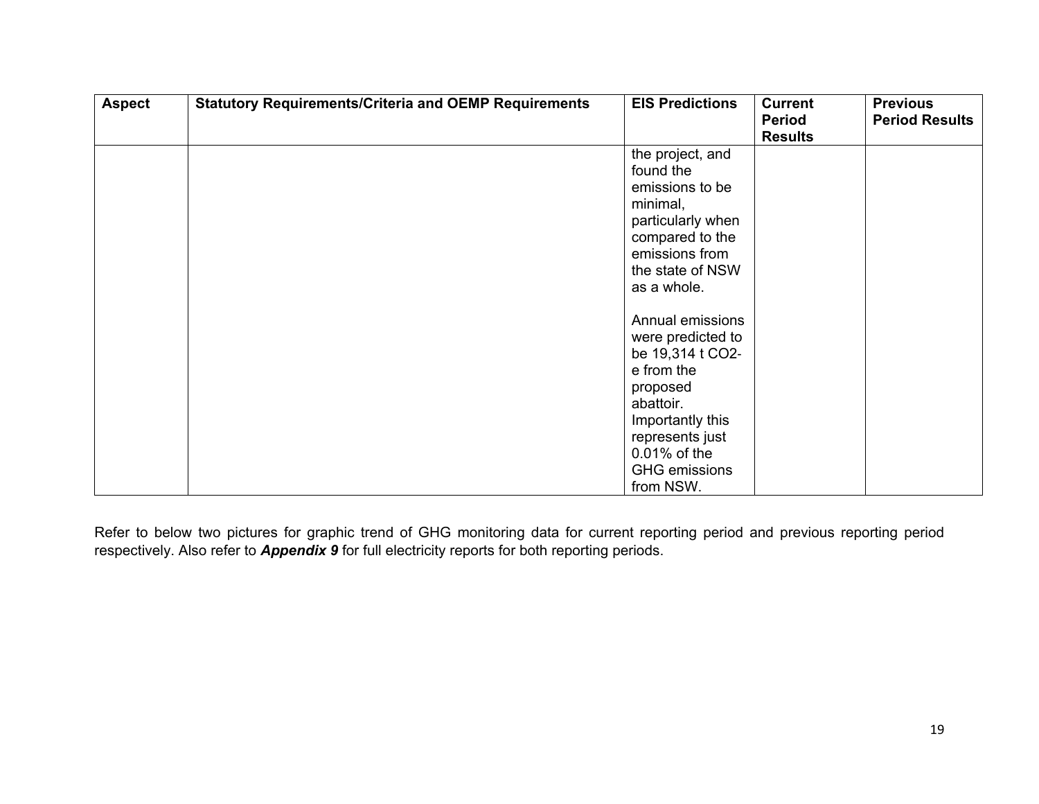| Aspect | Statutory Requirements/Criteria and OEMP Requirements | EIS Predictions | Current Period Results | Previous Period Results |
|---|---|---|---|---|
| | | the project, and found the emissions to be minimal, particularly when compared to the emissions from the state of NSW as a whole.<br><br>Annual emissions were predicted to be 19,314 t CO2-e from the proposed abattoir. Importantly this represents just 0.01% of the GHG emissions from NSW. | | |

Refer to below two pictures for graphic trend of GHG monitoring data for current reporting period and previous reporting period respectively. Also refer to ***Appendix 9*** for full electricity reports for both reporting periods.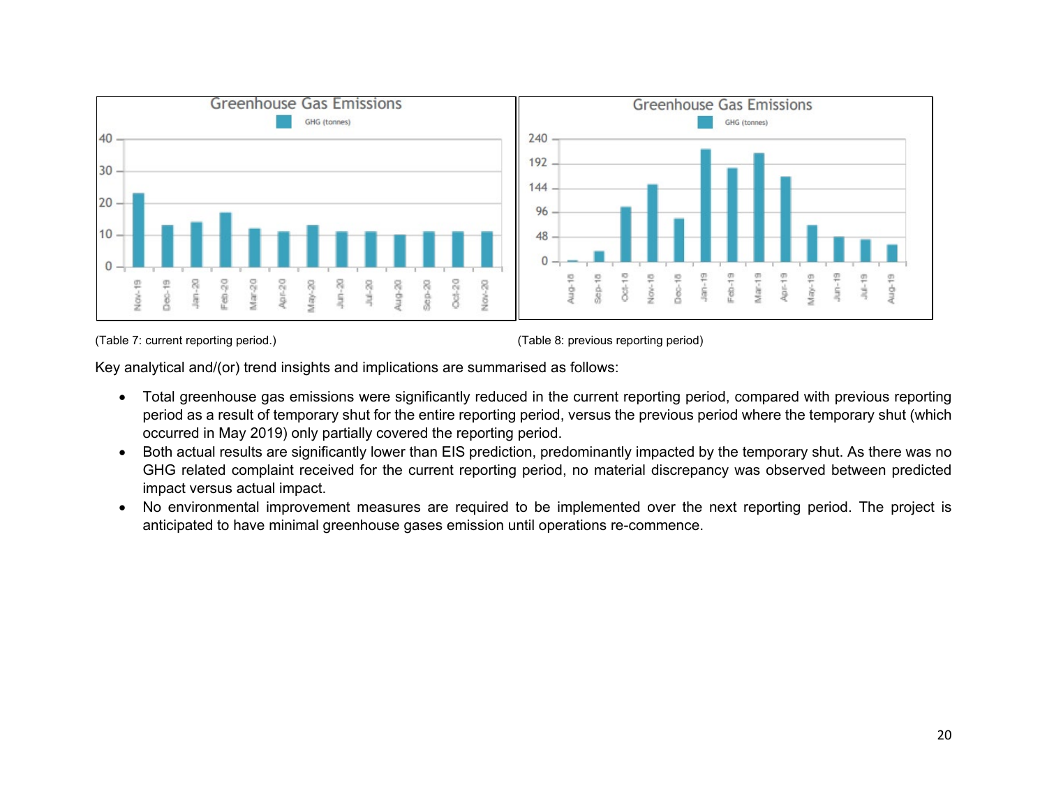Greenhouse Gas Emissions

GHG (tonnes)

40
30
20
10
0

Nov-19 Dec-19 Jan-20 Feb-20 Mar-20 Apr-20 May-20 Jun-20 Jul-20 Aug-20 Sep-20 Oct-20 Nov-20

(Table 7: current reporting period.)

Greenhouse Gas Emissions

GHG (tonnes)

240
192
144
96
48
0

Aug-18 Sep-18 Oct-18 Nov-18 Dec-18 Jan-19 Feb-19 Mar-19 Apr-19 May-19 Jun-19 Jul-19 Aug-19

(Table 8: previous reporting period)

Key analytical and/(or) trend insights and implications are summarised as follows:

- Total greenhouse gas emissions were significantly reduced in the current reporting period, compared with previous reporting period as a result of temporary shut for the entire reporting period, versus the previous period where the temporary shut (which occurred in May 2019) only partially covered the reporting period.
- Both actual results are significantly lower than EIS prediction, predominantly impacted by the temporary shut. As there was no GHG related complaint received for the current reporting period, no material discrepancy was observed between predicted impact versus actual impact.
- No environmental improvement measures are required to be implemented over the next reporting period. The project is anticipated to have minimal greenhouse gases emission until operations re-commence.